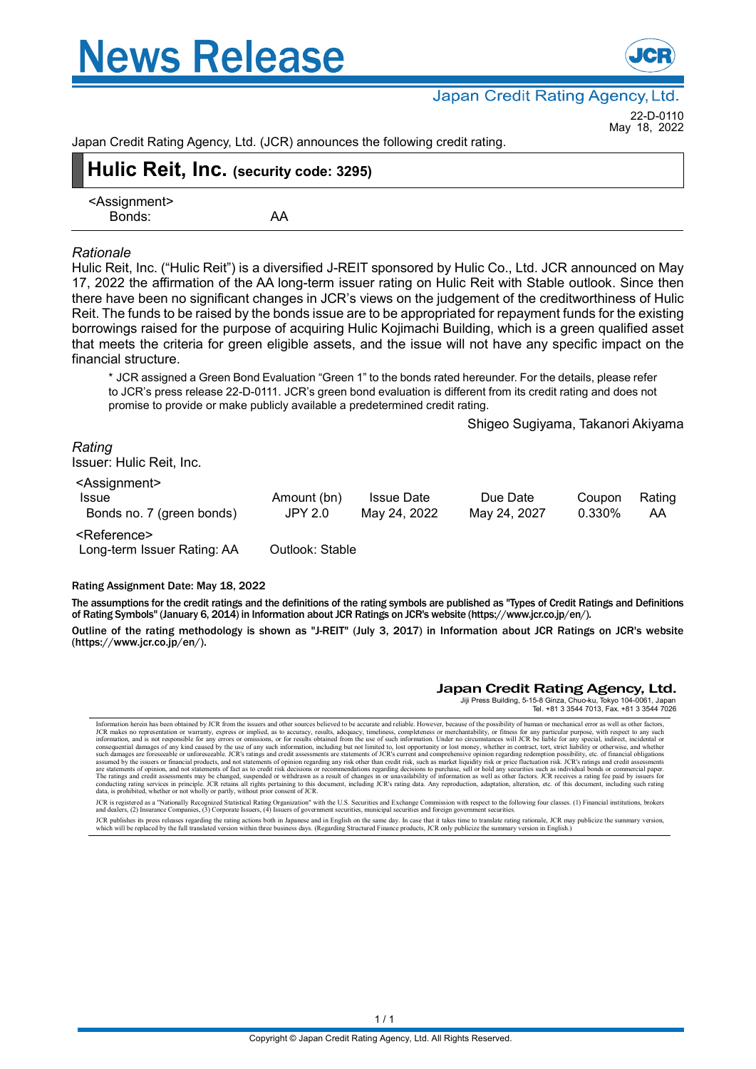# News Release

Japan Credit Rating Agency, Ltd.

22-D-0110
May 18, 2022

Japan Credit Rating Agency, Ltd. (JCR) announces the following credit rating.

## Hulic Reit, Inc. (security code: 3295)

<Assignment>
Bonds: AA

*Rationale*

Hulic Reit, Inc. ("Hulic Reit") is a diversified J-REIT sponsored by Hulic Co., Ltd. JCR announced on May 17, 2022 the affirmation of the AA long-term issuer rating on Hulic Reit with Stable outlook. Since then there have been no significant changes in JCR's views on the judgement of the creditworthiness of Hulic Reit. The funds to be raised by the bonds issue are to be appropriated for repayment funds for the existing borrowings raised for the purpose of acquiring Hulic Kojimachi Building, which is a green qualified asset that meets the criteria for green eligible assets, and the issue will not have any specific impact on the financial structure.

\* JCR assigned a Green Bond Evaluation "Green 1" to the bonds rated hereunder. For the details, please refer to JCR's press release 22-D-0111. JCR's green bond evaluation is different from its credit rating and does not promise to provide or make publicly available a predetermined credit rating.

Shigeo Sugiyama, Takanori Akiyama

*Rating*

Issuer: Hulic Reit, Inc.

<Assignment>

| Issue | Amount (bn) | Issue Date | Due Date | Coupon | Rating |
|---|---|---|---|---|---|
| Bonds no. 7 (green bonds) | JPY 2.0 | May 24, 2022 | May 24, 2027 | 0.330% | AA |

<Reference>
Long-term Issuer Rating: AA  Outlook: Stable

**Rating Assignment Date: May 18, 2022**

**The assumptions for the credit ratings and the definitions of the rating symbols are published as "Types of Credit Ratings and Definitions of Rating Symbols" (January 6, 2014) in Information about JCR Ratings on JCR's website (https://www.jcr.co.jp/en/).**

**Outline of the rating methodology is shown as "J-REIT" (July 3, 2017) in Information about JCR Ratings on JCR's website (https://www.jcr.co.jp/en/).**

**Japan Credit Rating Agency, Ltd.**
Jiji Press Building, 5-15-8 Ginza, Chuo-ku, Tokyo 104-0061, Japan
Tel. +81 3 3544 7013, Fax. +81 3 3544 7026

Information herein has been obtained by JCR from the issuers and other sources believed to be accurate and reliable. However, because of the possibility of human or mechanical error as well as other factors, JCR makes no representation or warranty, express or implied, as to accuracy, results, adequacy, timeliness, completeness or merchantability, or fitness for any particular purpose, with respect to any such information, and is not responsible for any errors or omissions, or for results obtained from the use of such information. Under no circumstances will JCR be liable for any special, indirect, incidental or consequential damages of any kind caused by the use of any such information, including but not limited to, lost opportunity or lost money, whether in contract, tort, strict liability or otherwise, and whether such damages are foreseeable or unforeseeable. JCR's ratings and credit assessments are statements of JCR's current and comprehensive opinion regarding redemption possibility, etc. of financial obligations assumed by the issuers or financial products, and not statements of opinion regarding any risk other than credit risk, such as market liquidity risk or price fluctuation risk. JCR's ratings and credit assessments are statements of opinion, and not statements of fact as to credit risk decisions or recommendations regarding decisions to purchase, sell or hold any securities such as individual bonds or commercial paper. The ratings and credit assessments may be changed, suspended or withdrawn as a result of changes in or unavailability of information as well as other factors. JCR receives a rating fee paid by issuers for conducting rating services in principle. JCR retains all rights pertaining to this document, including JCR's rating data. Any reproduction, adaptation, alteration, etc. of this document, including such rating data, is prohibited, whether or not wholly or partly, without prior consent of JCR.

JCR is registered as a "Nationally Recognized Statistical Rating Organization" with the U.S. Securities and Exchange Commission with respect to the following four classes. (1) Financial institutions, brokers and dealers, (2) Insurance Companies, (3) Corporate Issuers, (4) Issuers of government securities, municipal securities and foreign government securities.

JCR publishes its press releases regarding the rating actions both in Japanese and in English on the same day. In case that it takes time to translate rating rationale, JCR may publicize the summary version, which will be replaced by the full translated version within three business days. (Regarding Structured Finance products, JCR only publicize the summary version in English.)

Copyright © Japan Credit Rating Agency, Ltd. All Rights Reserved.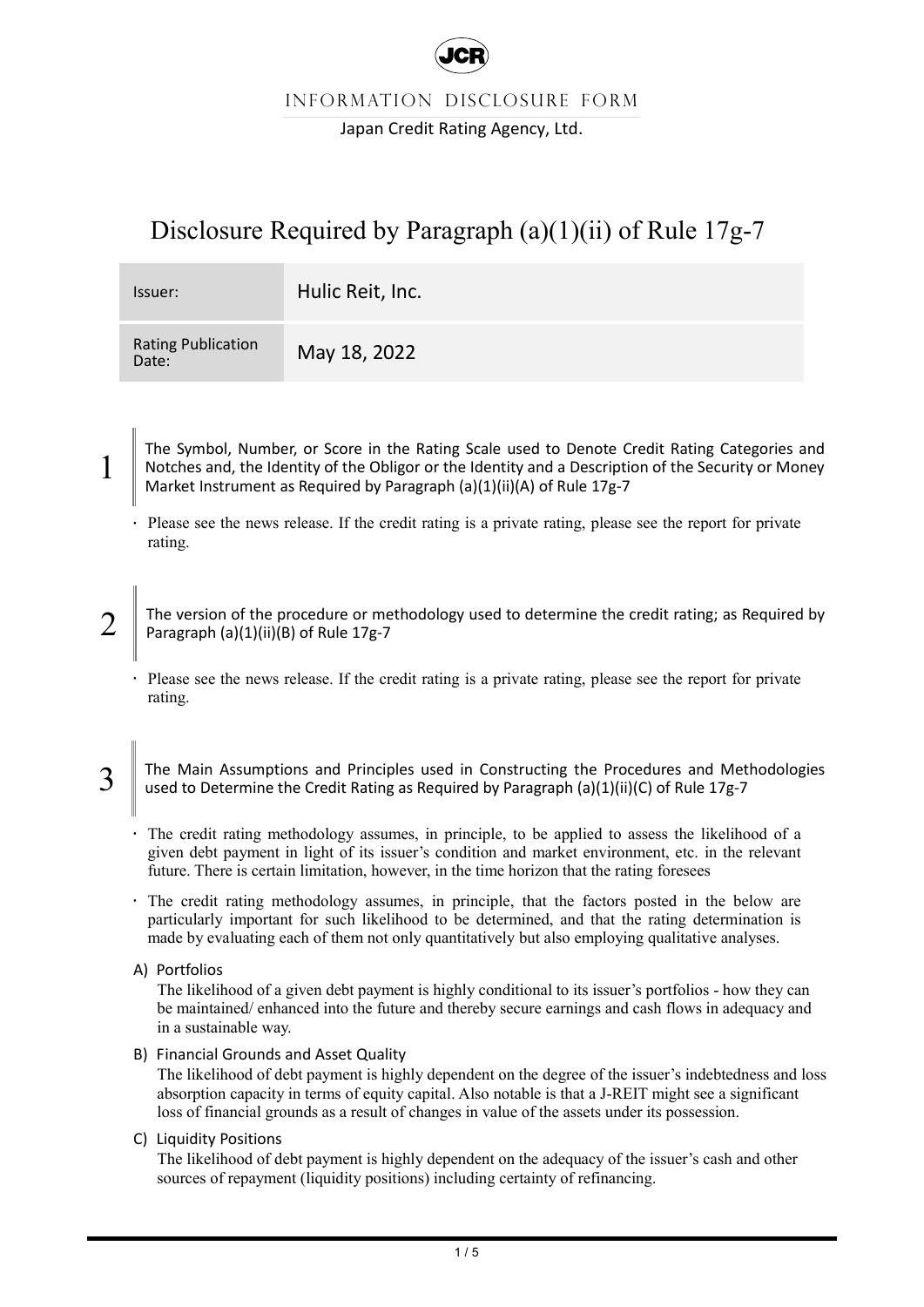INFORMATION DISCLOSURE FORM

Japan Credit Rating Agency, Ltd.

# Disclosure Required by Paragraph (a)(1)(ii) of Rule 17g-7

| Issuer: | Hulic Reit, Inc. |
| --- | --- |
| Rating Publication Date: | May 18, 2022 |

## 1 The Symbol, Number, or Score in the Rating Scale used to Denote Credit Rating Categories and Notches and, the Identity of the Obligor or the Identity and a Description of the Security or Money Market Instrument as Required by Paragraph (a)(1)(ii)(A) of Rule 17g-7

- Please see the news release. If the credit rating is a private rating, please see the report for private rating.

## 2 The version of the procedure or methodology used to determine the credit rating; as Required by Paragraph (a)(1)(ii)(B) of Rule 17g-7

- Please see the news release. If the credit rating is a private rating, please see the report for private rating.

## 3 The Main Assumptions and Principles used in Constructing the Procedures and Methodologies used to Determine the Credit Rating as Required by Paragraph (a)(1)(ii)(C) of Rule 17g-7

- The credit rating methodology assumes, in principle, to be applied to assess the likelihood of a given debt payment in light of its issuer's condition and market environment, etc. in the relevant future. There is certain limitation, however, in the time horizon that the rating foresees
- The credit rating methodology assumes, in principle, that the factors posted in the below are particularly important for such likelihood to be determined, and that the rating determination is made by evaluating each of them not only quantitatively but also employing qualitative analyses.

A) Portfolios

The likelihood of a given debt payment is highly conditional to its issuer's portfolios - how they can be maintained/ enhanced into the future and thereby secure earnings and cash flows in adequacy and in a sustainable way.

B) Financial Grounds and Asset Quality

The likelihood of debt payment is highly dependent on the degree of the issuer's indebtedness and loss absorption capacity in terms of equity capital. Also notable is that a J-REIT might see a significant loss of financial grounds as a result of changes in value of the assets under its possession.

C) Liquidity Positions

The likelihood of debt payment is highly dependent on the adequacy of the issuer's cash and other sources of repayment (liquidity positions) including certainty of refinancing.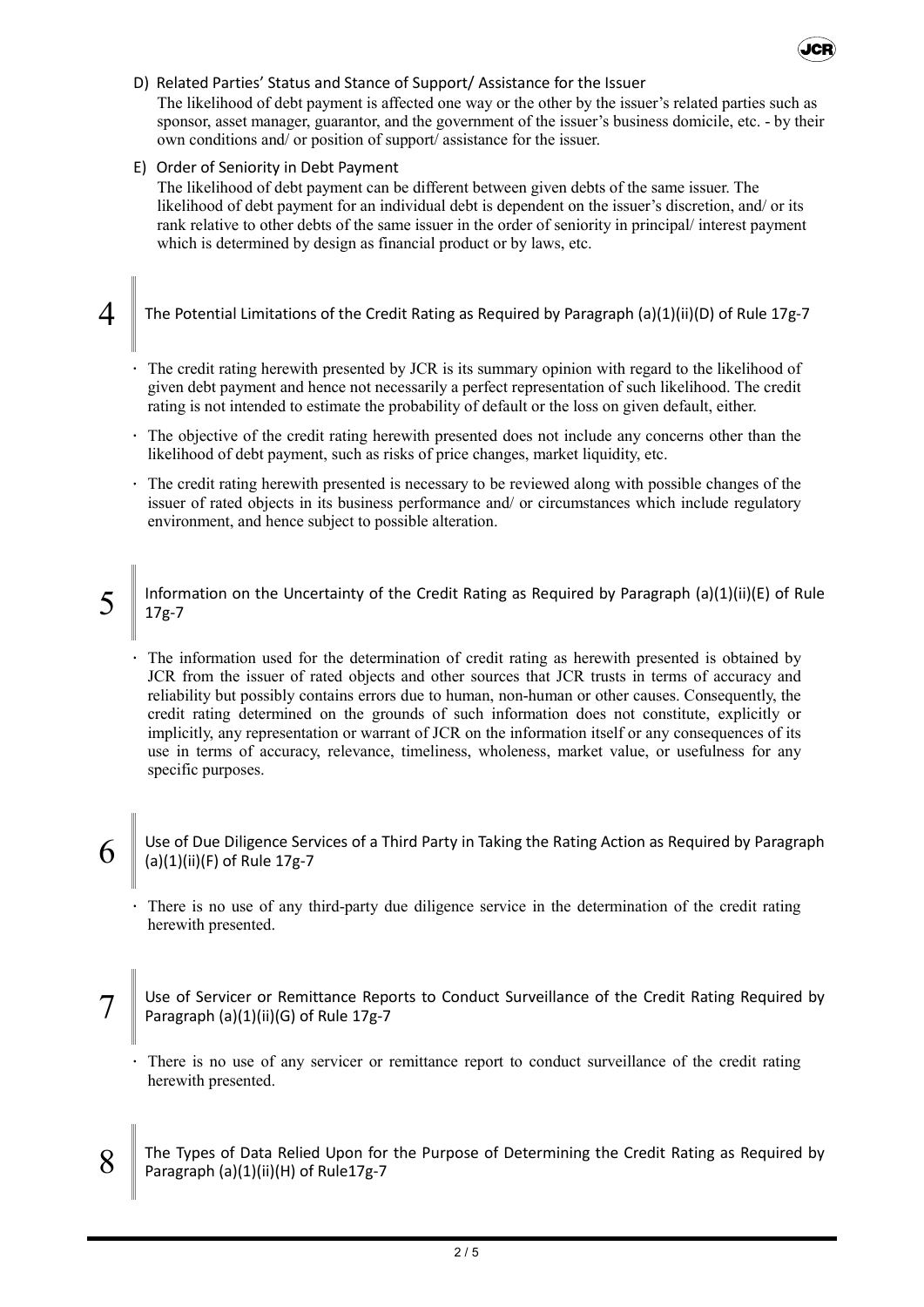D) Related Parties' Status and Stance of Support/ Assistance for the Issuer

The likelihood of debt payment is affected one way or the other by the issuer's related parties such as sponsor, asset manager, guarantor, and the government of the issuer's business domicile, etc. - by their own conditions and/ or position of support/ assistance for the issuer.

E) Order of Seniority in Debt Payment

The likelihood of debt payment can be different between given debts of the same issuer. The likelihood of debt payment for an individual debt is dependent on the issuer's discretion, and/ or its rank relative to other debts of the same issuer in the order of seniority in principal/ interest payment which is determined by design as financial product or by laws, etc.

## 4 The Potential Limitations of the Credit Rating as Required by Paragraph (a)(1)(ii)(D) of Rule 17g-7

- The credit rating herewith presented by JCR is its summary opinion with regard to the likelihood of given debt payment and hence not necessarily a perfect representation of such likelihood. The credit rating is not intended to estimate the probability of default or the loss on given default, either.
- The objective of the credit rating herewith presented does not include any concerns other than the likelihood of debt payment, such as risks of price changes, market liquidity, etc.
- The credit rating herewith presented is necessary to be reviewed along with possible changes of the issuer of rated objects in its business performance and/ or circumstances which include regulatory environment, and hence subject to possible alteration.

## 5 Information on the Uncertainty of the Credit Rating as Required by Paragraph (a)(1)(ii)(E) of Rule 17g-7

- The information used for the determination of credit rating as herewith presented is obtained by JCR from the issuer of rated objects and other sources that JCR trusts in terms of accuracy and reliability but possibly contains errors due to human, non-human or other causes. Consequently, the credit rating determined on the grounds of such information does not constitute, explicitly or implicitly, any representation or warrant of JCR on the information itself or any consequences of its use in terms of accuracy, relevance, timeliness, wholeness, market value, or usefulness for any specific purposes.

## 6 Use of Due Diligence Services of a Third Party in Taking the Rating Action as Required by Paragraph (a)(1)(ii)(F) of Rule 17g-7

- There is no use of any third-party due diligence service in the determination of the credit rating herewith presented.

## 7 Use of Servicer or Remittance Reports to Conduct Surveillance of the Credit Rating Required by Paragraph (a)(1)(ii)(G) of Rule 17g-7

- There is no use of any servicer or remittance report to conduct surveillance of the credit rating herewith presented.

## 8 The Types of Data Relied Upon for the Purpose of Determining the Credit Rating as Required by Paragraph (a)(1)(ii)(H) of Rule17g-7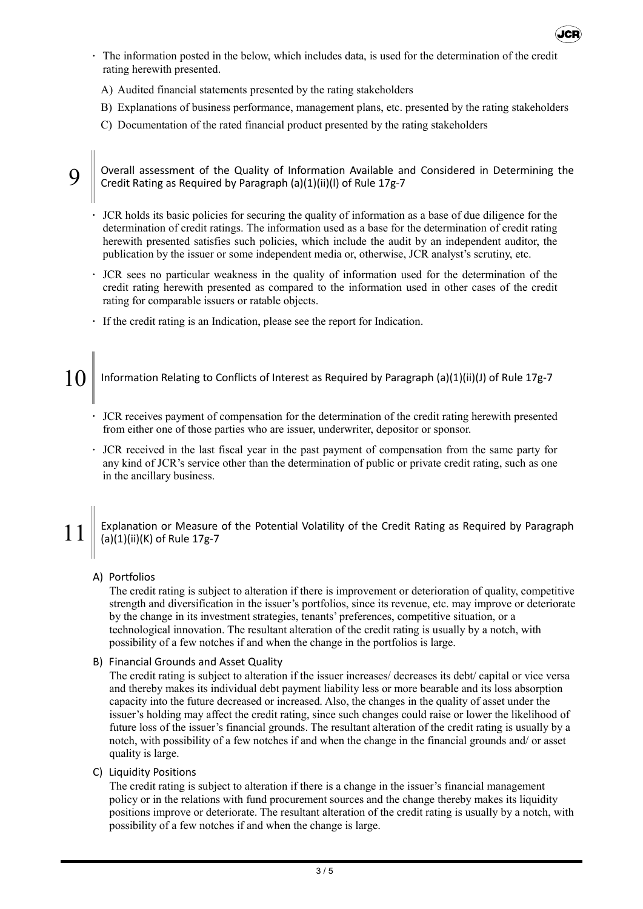- The information posted in the below, which includes data, is used for the determination of the credit rating herewith presented.

  A) Audited financial statements presented by the rating stakeholders

  B) Explanations of business performance, management plans, etc. presented by the rating stakeholders

  C) Documentation of the rated financial product presented by the rating stakeholders

## 9 Overall assessment of the Quality of Information Available and Considered in Determining the Credit Rating as Required by Paragraph (a)(1)(ii)(I) of Rule 17g-7

- JCR holds its basic policies for securing the quality of information as a base of due diligence for the determination of credit ratings. The information used as a base for the determination of credit rating herewith presented satisfies such policies, which include the audit by an independent auditor, the publication by the issuer or some independent media or, otherwise, JCR analyst's scrutiny, etc.
- JCR sees no particular weakness in the quality of information used for the determination of the credit rating herewith presented as compared to the information used in other cases of the credit rating for comparable issuers or ratable objects.
- If the credit rating is an Indication, please see the report for Indication.

## 10 Information Relating to Conflicts of Interest as Required by Paragraph (a)(1)(ii)(J) of Rule 17g-7

- JCR receives payment of compensation for the determination of the credit rating herewith presented from either one of those parties who are issuer, underwriter, depositor or sponsor.
- JCR received in the last fiscal year in the past payment of compensation from the same party for any kind of JCR's service other than the determination of public or private credit rating, such as one in the ancillary business.

## 11 Explanation or Measure of the Potential Volatility of the Credit Rating as Required by Paragraph (a)(1)(ii)(K) of Rule 17g-7

A) Portfolios

The credit rating is subject to alteration if there is improvement or deterioration of quality, competitive strength and diversification in the issuer's portfolios, since its revenue, etc. may improve or deteriorate by the change in its investment strategies, tenants' preferences, competitive situation, or a technological innovation. The resultant alteration of the credit rating is usually by a notch, with possibility of a few notches if and when the change in the portfolios is large.

B) Financial Grounds and Asset Quality

The credit rating is subject to alteration if the issuer increases/ decreases its debt/ capital or vice versa and thereby makes its individual debt payment liability less or more bearable and its loss absorption capacity into the future decreased or increased. Also, the changes in the quality of asset under the issuer's holding may affect the credit rating, since such changes could raise or lower the likelihood of future loss of the issuer's financial grounds. The resultant alteration of the credit rating is usually by a notch, with possibility of a few notches if and when the change in the financial grounds and/ or asset quality is large.

C) Liquidity Positions

The credit rating is subject to alteration if there is a change in the issuer's financial management policy or in the relations with fund procurement sources and the change thereby makes its liquidity positions improve or deteriorate. The resultant alteration of the credit rating is usually by a notch, with possibility of a few notches if and when the change is large.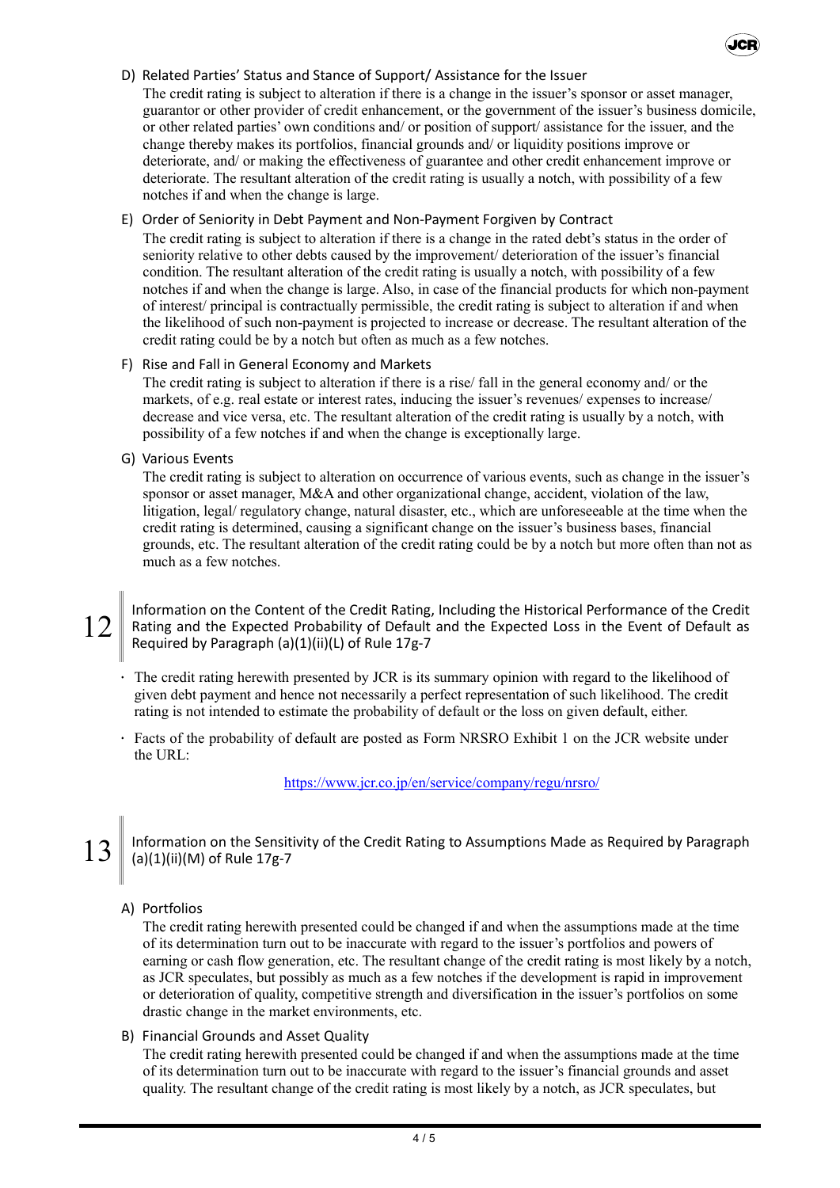D) Related Parties' Status and Stance of Support/ Assistance for the Issuer

The credit rating is subject to alteration if there is a change in the issuer's sponsor or asset manager, guarantor or other provider of credit enhancement, or the government of the issuer's business domicile, or other related parties' own conditions and/ or position of support/ assistance for the issuer, and the change thereby makes its portfolios, financial grounds and/ or liquidity positions improve or deteriorate, and/ or making the effectiveness of guarantee and other credit enhancement improve or deteriorate. The resultant alteration of the credit rating is usually a notch, with possibility of a few notches if and when the change is large.

E) Order of Seniority in Debt Payment and Non-Payment Forgiven by Contract

The credit rating is subject to alteration if there is a change in the rated debt's status in the order of seniority relative to other debts caused by the improvement/ deterioration of the issuer's financial condition. The resultant alteration of the credit rating is usually a notch, with possibility of a few notches if and when the change is large. Also, in case of the financial products for which non-payment of interest/ principal is contractually permissible, the credit rating is subject to alteration if and when the likelihood of such non-payment is projected to increase or decrease. The resultant alteration of the credit rating could be by a notch but often as much as a few notches.

F) Rise and Fall in General Economy and Markets

The credit rating is subject to alteration if there is a rise/ fall in the general economy and/ or the markets, of e.g. real estate or interest rates, inducing the issuer's revenues/ expenses to increase/ decrease and vice versa, etc. The resultant alteration of the credit rating is usually by a notch, with possibility of a few notches if and when the change is exceptionally large.

G) Various Events

The credit rating is subject to alteration on occurrence of various events, such as change in the issuer's sponsor or asset manager, M&A and other organizational change, accident, violation of the law, litigation, legal/ regulatory change, natural disaster, etc., which are unforeseeable at the time when the credit rating is determined, causing a significant change on the issuer's business bases, financial grounds, etc. The resultant alteration of the credit rating could be by a notch but more often than not as much as a few notches.

## 12 Information on the Content of the Credit Rating, Including the Historical Performance of the Credit Rating and the Expected Probability of Default and the Expected Loss in the Event of Default as Required by Paragraph (a)(1)(ii)(L) of Rule 17g-7

- The credit rating herewith presented by JCR is its summary opinion with regard to the likelihood of given debt payment and hence not necessarily a perfect representation of such likelihood. The credit rating is not intended to estimate the probability of default or the loss on given default, either.
- Facts of the probability of default are posted as Form NRSRO Exhibit 1 on the JCR website under the URL:

https://www.jcr.co.jp/en/service/company/regu/nrsro/

## 13 Information on the Sensitivity of the Credit Rating to Assumptions Made as Required by Paragraph (a)(1)(ii)(M) of Rule 17g-7

A) Portfolios

The credit rating herewith presented could be changed if and when the assumptions made at the time of its determination turn out to be inaccurate with regard to the issuer's portfolios and powers of earning or cash flow generation, etc. The resultant change of the credit rating is most likely by a notch, as JCR speculates, but possibly as much as a few notches if the development is rapid in improvement or deterioration of quality, competitive strength and diversification in the issuer's portfolios on some drastic change in the market environments, etc.

B) Financial Grounds and Asset Quality

The credit rating herewith presented could be changed if and when the assumptions made at the time of its determination turn out to be inaccurate with regard to the issuer's financial grounds and asset quality. The resultant change of the credit rating is most likely by a notch, as JCR speculates, but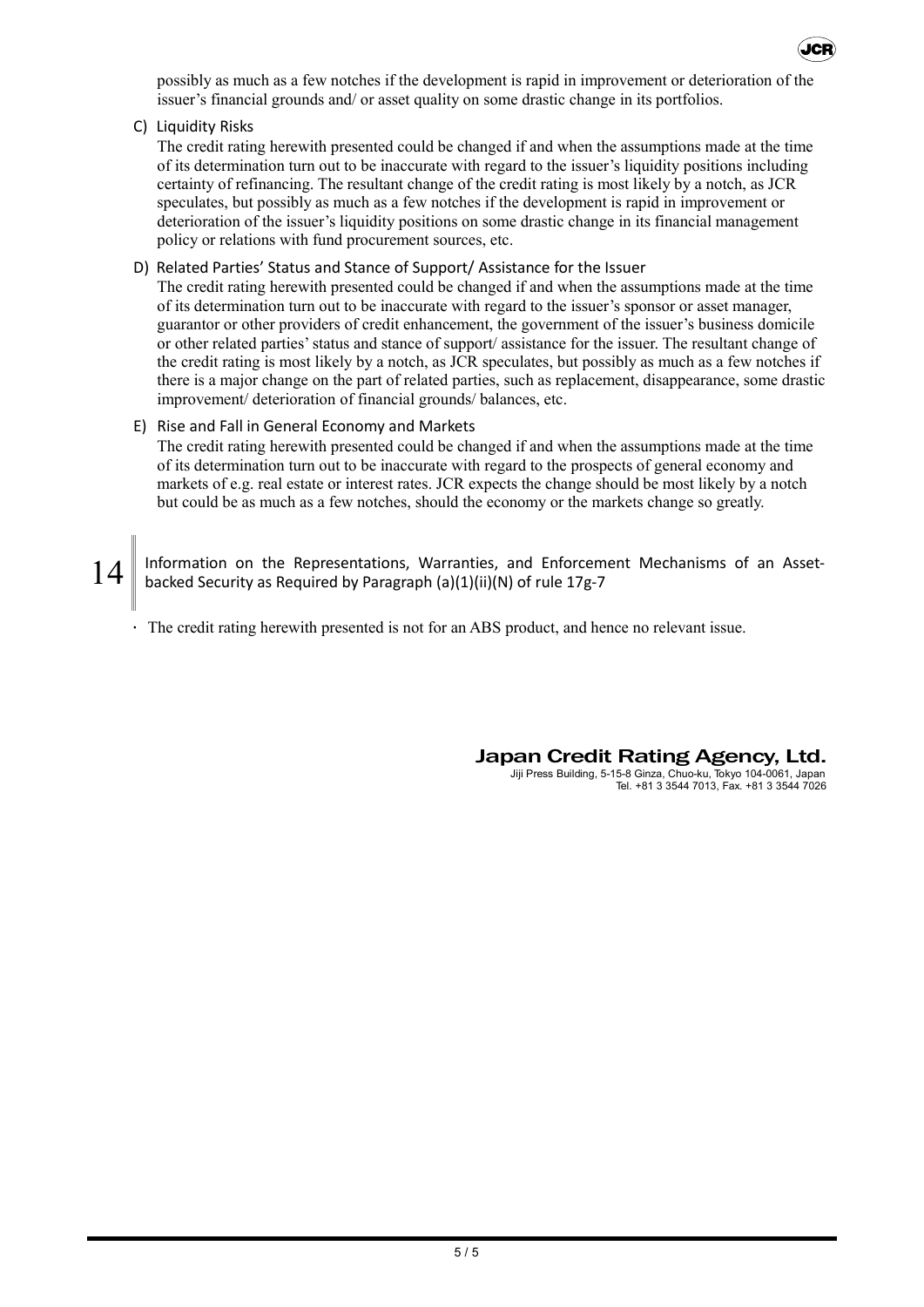possibly as much as a few notches if the development is rapid in improvement or deterioration of the issuer's financial grounds and/ or asset quality on some drastic change in its portfolios.

C) Liquidity Risks

The credit rating herewith presented could be changed if and when the assumptions made at the time of its determination turn out to be inaccurate with regard to the issuer's liquidity positions including certainty of refinancing. The resultant change of the credit rating is most likely by a notch, as JCR speculates, but possibly as much as a few notches if the development is rapid in improvement or deterioration of the issuer's liquidity positions on some drastic change in its financial management policy or relations with fund procurement sources, etc.

D) Related Parties' Status and Stance of Support/ Assistance for the Issuer

The credit rating herewith presented could be changed if and when the assumptions made at the time of its determination turn out to be inaccurate with regard to the issuer's sponsor or asset manager, guarantor or other providers of credit enhancement, the government of the issuer's business domicile or other related parties' status and stance of support/ assistance for the issuer. The resultant change of the credit rating is most likely by a notch, as JCR speculates, but possibly as much as a few notches if there is a major change on the part of related parties, such as replacement, disappearance, some drastic improvement/ deterioration of financial grounds/ balances, etc.

E) Rise and Fall in General Economy and Markets

The credit rating herewith presented could be changed if and when the assumptions made at the time of its determination turn out to be inaccurate with regard to the prospects of general economy and markets of e.g. real estate or interest rates. JCR expects the change should be most likely by a notch but could be as much as a few notches, should the economy or the markets change so greatly.

## 14 Information on the Representations, Warranties, and Enforcement Mechanisms of an Asset-backed Security as Required by Paragraph (a)(1)(ii)(N) of rule 17g-7

- The credit rating herewith presented is not for an ABS product, and hence no relevant issue.

**Japan Credit Rating Agency, Ltd.**
Jiji Press Building, 5-15-8 Ginza, Chuo-ku, Tokyo 104-0061, Japan
Tel. +81 3 3544 7013, Fax. +81 3 3544 7026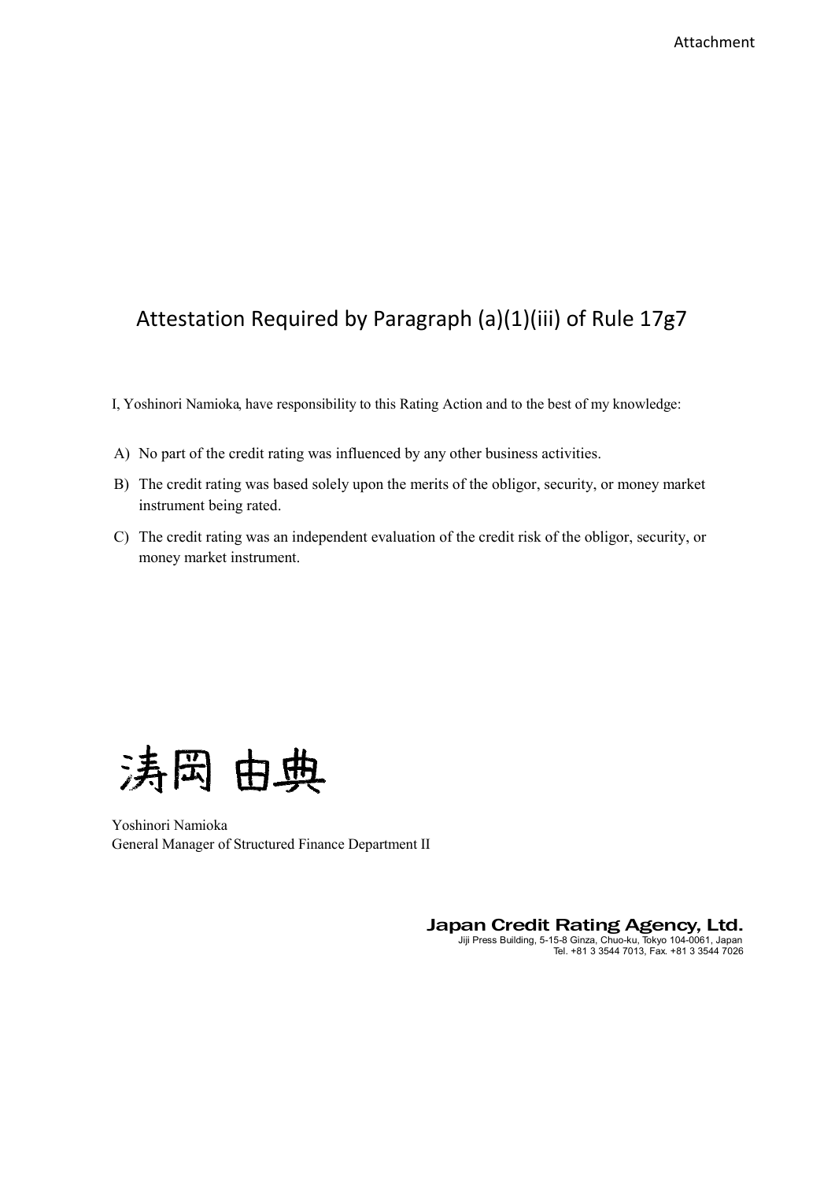Attachment

## Attestation Required by Paragraph (a)(1)(iii) of Rule 17g7

I, Yoshinori Namioka, have responsibility to this Rating Action and to the best of my knowledge:

A) No part of the credit rating was influenced by any other business activities.

B) The credit rating was based solely upon the merits of the obligor, security, or money market instrument being rated.

C) The credit rating was an independent evaluation of the credit risk of the obligor, security, or money market instrument.

涛岡 由典

Yoshinori Namioka
General Manager of Structured Finance Department II

**Japan Credit Rating Agency, Ltd.**
Jiji Press Building, 5-15-8 Ginza, Chuo-ku, Tokyo 104-0061, Japan
Tel. +81 3 3544 7013, Fax. +81 3 3544 7026